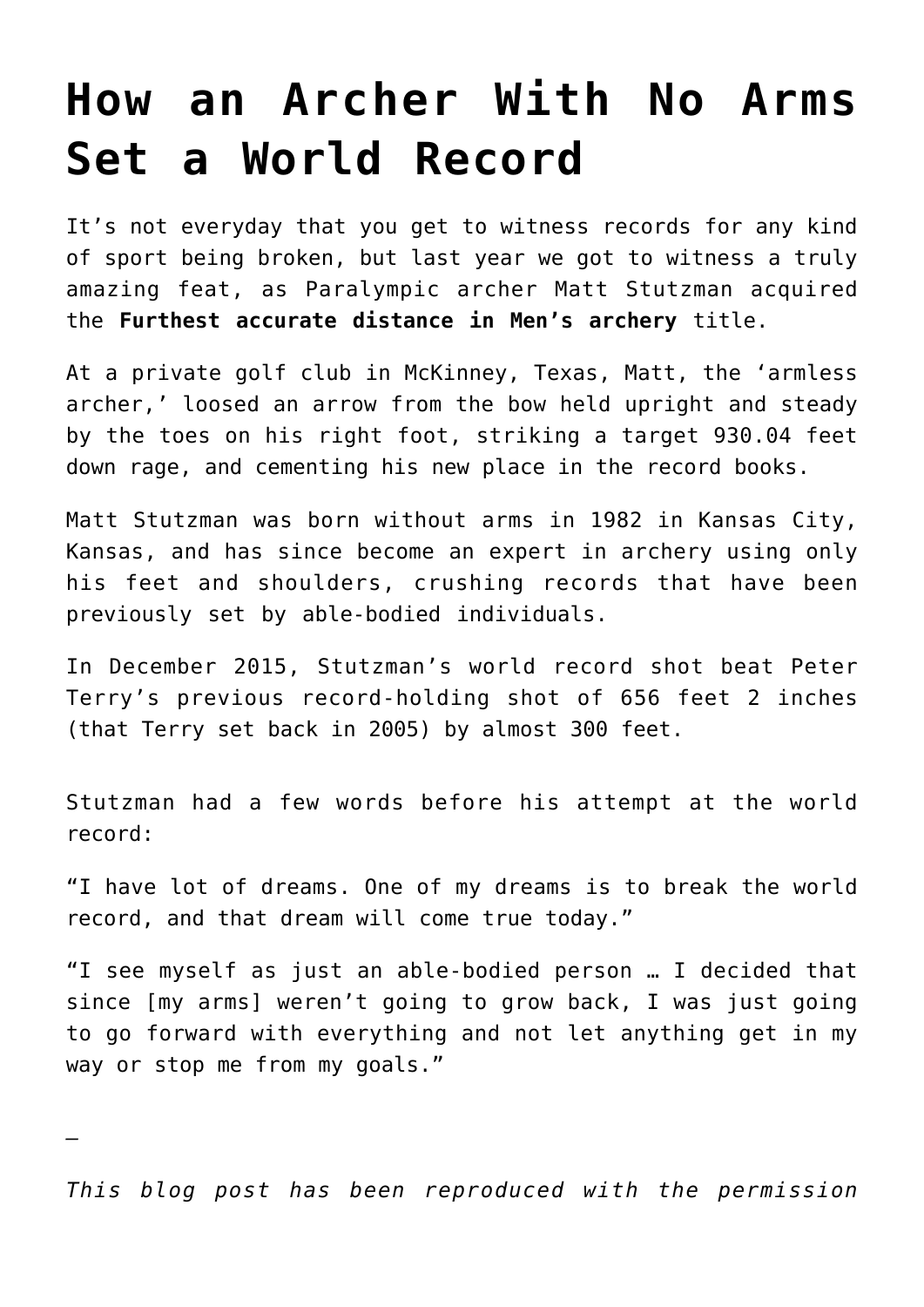# How an Archer With No Arms Set a World Record

It’s not everyday that you get to witness records for any kind of sport being broken, but last year we got to witness a truly amazing feat, as Paralympic archer Matt Stutzman acquired the **Furthest accurate distance in Men’s archery** title.

At a private golf club in McKinney, Texas, Matt, the ‘armless archer,’ loosed an arrow from the bow held upright and steady by the toes on his right foot, striking a target 930.04 feet down rage, and cementing his new place in the record books.

Matt Stutzman was born without arms in 1982 in Kansas City, Kansas, and has since become an expert in archery using only his feet and shoulders, crushing records that have been previously set by able-bodied individuals.

In December 2015, Stutzman’s world record shot beat Peter Terry’s previous record-holding shot of 656 feet 2 inches (that Terry set back in 2005) by almost 300 feet.

Stutzman had a few words before his attempt at the world record:

“I have lot of dreams. One of my dreams is to break the world record, and that dream will come true today.”

“I see myself as just an able-bodied person … I decided that since [my arms] weren’t going to grow back, I was just going to go forward with everything and not let anything get in my way or stop me from my goals.”

—

*This blog post has been reproduced with the permission*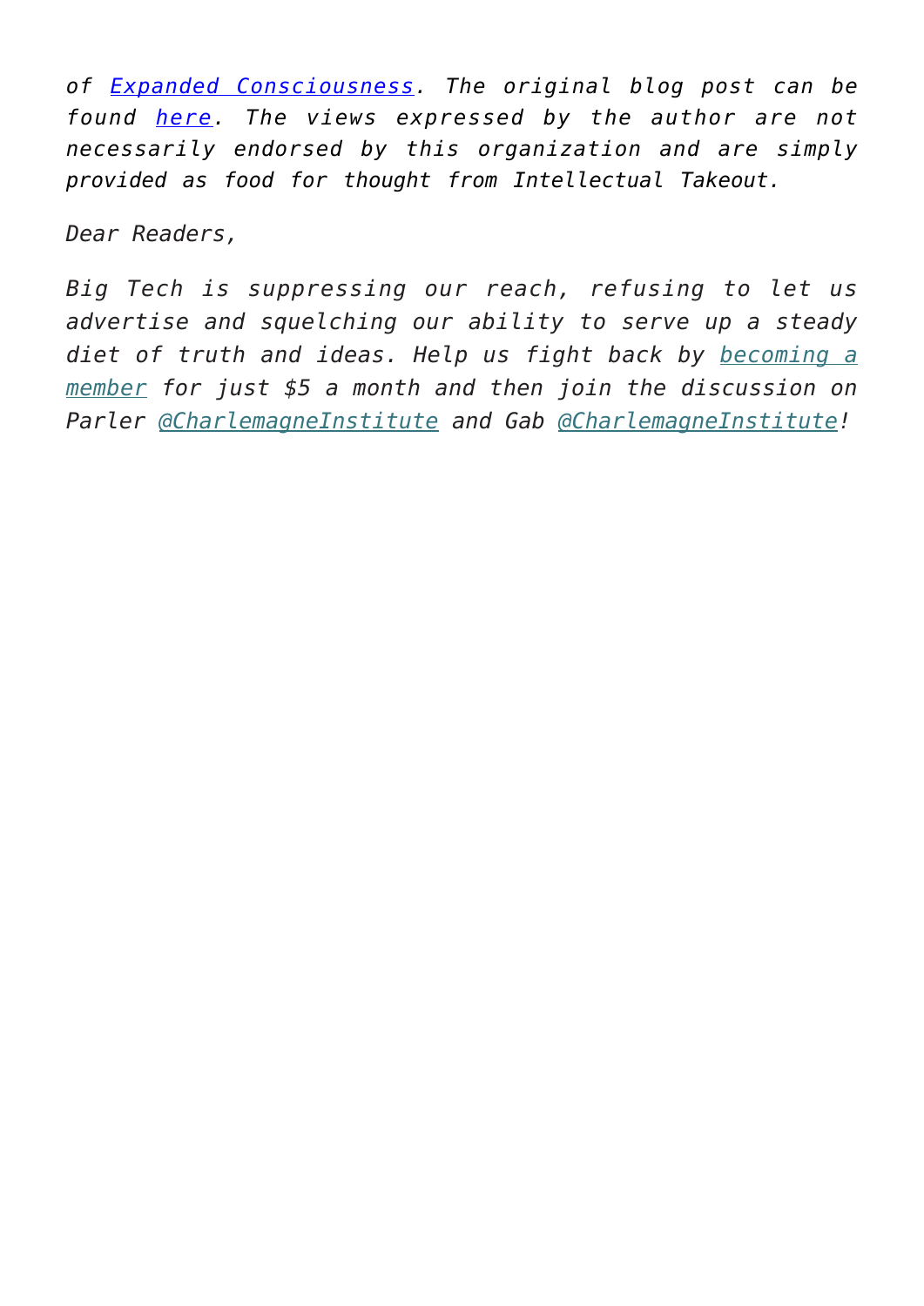*of [Expanded Consciousness](). The original blog post can be found [here](). The views expressed by the author are not necessarily endorsed by this organization and are simply provided as food for thought from Intellectual Takeout.*

*Dear Readers,*

*Big Tech is suppressing our reach, refusing to let us advertise and squelching our ability to serve up a steady diet of truth and ideas. Help us fight back by [becoming a member]() for just $5 a month and then join the discussion on Parler [@CharlemagneInstitute]() and Gab [@CharlemagneInstitute]()!*